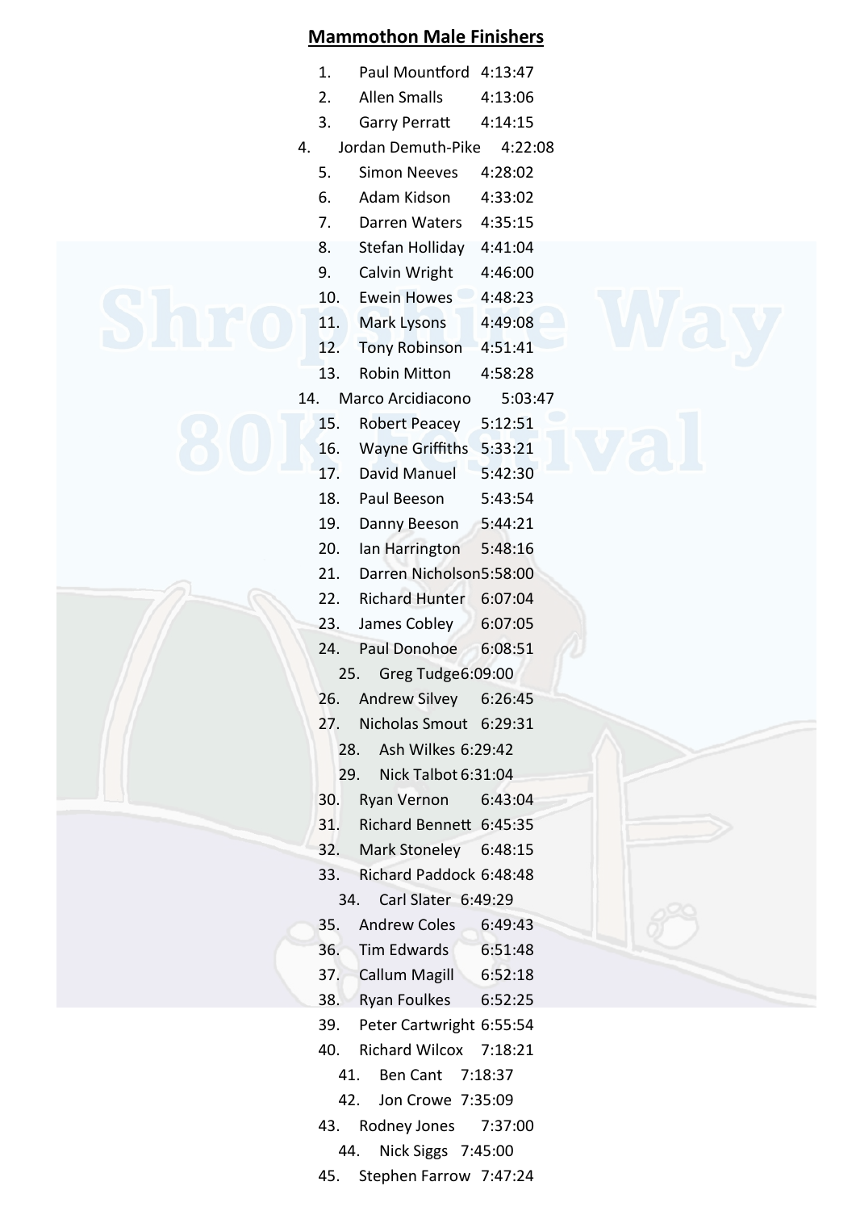# Mammothon Male Finishers

1. Paul Mountford 4:13:47
2. Allen Smalls 4:13:06
3. Garry Perratt 4:14:15
4. Jordan Demuth-Pike 4:22:08
5. Simon Neeves 4:28:02
6. Adam Kidson 4:33:02
7. Darren Waters 4:35:15
8. Stefan Holliday 4:41:04
9. Calvin Wright 4:46:00
10. Ewein Howes 4:48:23
11. Mark Lysons 4:49:08
12. Tony Robinson 4:51:41
13. Robin Mitton 4:58:28
14. Marco Arcidiacono 5:03:47
15. Robert Peacey 5:12:51
16. Wayne Griffiths 5:33:21
17. David Manuel 5:42:30
18. Paul Beeson 5:43:54
19. Danny Beeson 5:44:21
20. Ian Harrington 5:48:16
21. Darren Nicholson 5:58:00
22. Richard Hunter 6:07:04
23. James Cobley 6:07:05
24. Paul Donohoe 6:08:51
25. Greg Tudge 6:09:00
26. Andrew Silvey 6:26:45
27. Nicholas Smout 6:29:31
28. Ash Wilkes 6:29:42
29. Nick Talbot 6:31:04
30. Ryan Vernon 6:43:04
31. Richard Bennett 6:45:35
32. Mark Stoneley 6:48:15
33. Richard Paddock 6:48:48
34. Carl Slater 6:49:29
35. Andrew Coles 6:49:43
36. Tim Edwards 6:51:48
37. Callum Magill 6:52:18
38. Ryan Foulkes 6:52:25
39. Peter Cartwright 6:55:54
40. Richard Wilcox 7:18:21
41. Ben Cant 7:18:37
42. Jon Crowe 7:35:09
43. Rodney Jones 7:37:00
44. Nick Siggs 7:45:00
45. Stephen Farrow 7:47:24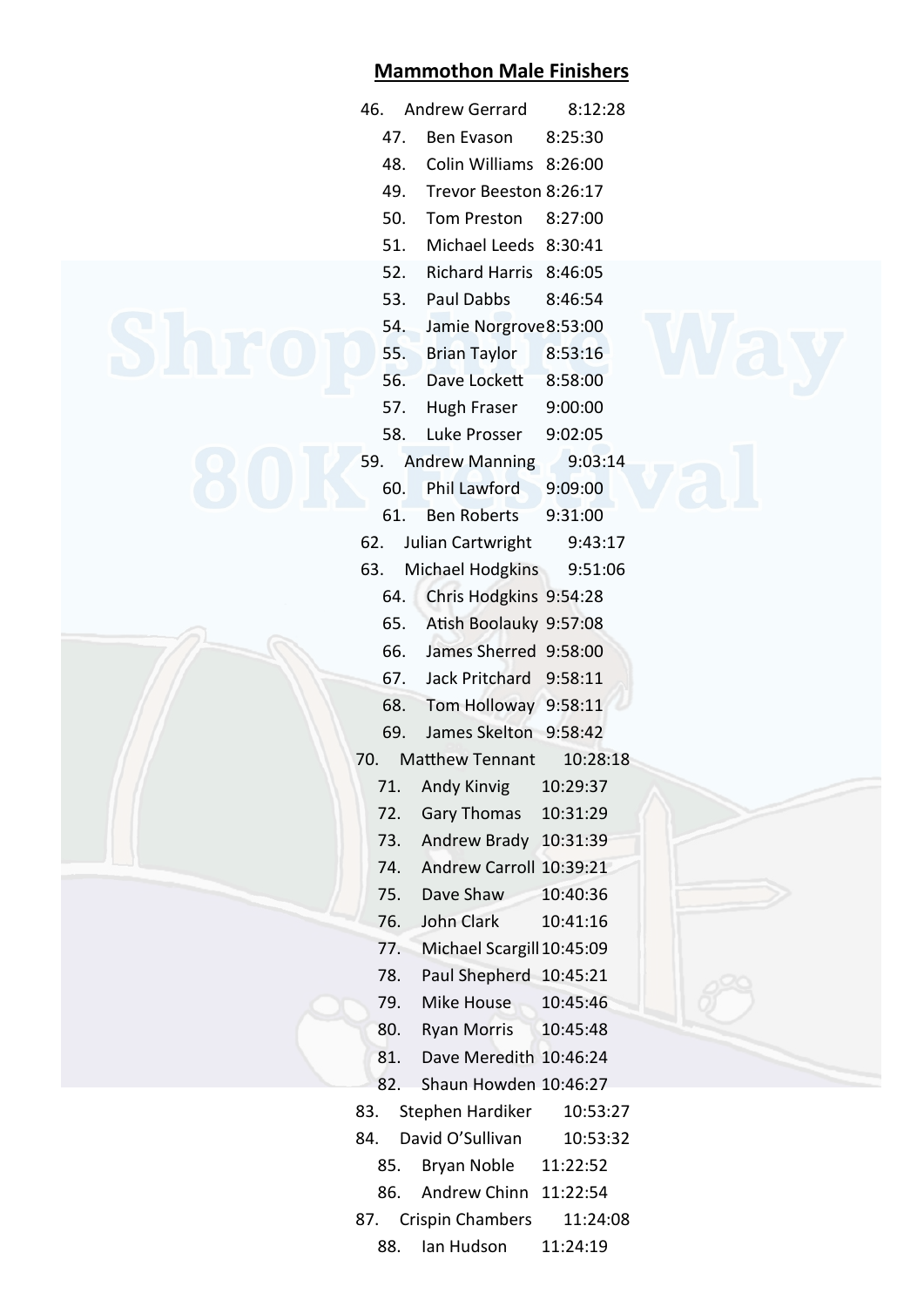## Mammothon Male Finishers

| | | |
|---|---|---|
| 46. | Andrew Gerrard | 8:12:28 |
| 47. | Ben Evason | 8:25:30 |
| 48. | Colin Williams | 8:26:00 |
| 49. | Trevor Beeston | 8:26:17 |
| 50. | Tom Preston | 8:27:00 |
| 51. | Michael Leeds | 8:30:41 |
| 52. | Richard Harris | 8:46:05 |
| 53. | Paul Dabbs | 8:46:54 |
| 54. | Jamie Norgrove | 8:53:00 |
| 55. | Brian Taylor | 8:53:16 |
| 56. | Dave Lockett | 8:58:00 |
| 57. | Hugh Fraser | 9:00:00 |
| 58. | Luke Prosser | 9:02:05 |
| 59. | Andrew Manning | 9:03:14 |
| 60. | Phil Lawford | 9:09:00 |
| 61. | Ben Roberts | 9:31:00 |
| 62. | Julian Cartwright | 9:43:17 |
| 63. | Michael Hodgkins | 9:51:06 |
| 64. | Chris Hodgkins | 9:54:28 |
| 65. | Atish Boolauky | 9:57:08 |
| 66. | James Sherred | 9:58:00 |
| 67. | Jack Pritchard | 9:58:11 |
| 68. | Tom Holloway | 9:58:11 |
| 69. | James Skelton | 9:58:42 |
| 70. | Matthew Tennant | 10:28:18 |
| 71. | Andy Kinvig | 10:29:37 |
| 72. | Gary Thomas | 10:31:29 |
| 73. | Andrew Brady | 10:31:39 |
| 74. | Andrew Carroll | 10:39:21 |
| 75. | Dave Shaw | 10:40:36 |
| 76. | John Clark | 10:41:16 |
| 77. | Michael Scargill | 10:45:09 |
| 78. | Paul Shepherd | 10:45:21 |
| 79. | Mike House | 10:45:46 |
| 80. | Ryan Morris | 10:45:48 |
| 81. | Dave Meredith | 10:46:24 |
| 82. | Shaun Howden | 10:46:27 |
| 83. | Stephen Hardiker | 10:53:27 |
| 84. | David O'Sullivan | 10:53:32 |
| 85. | Bryan Noble | 11:22:52 |
| 86. | Andrew Chinn | 11:22:54 |
| 87. | Crispin Chambers | 11:24:08 |
| 88. | Ian Hudson | 11:24:19 |